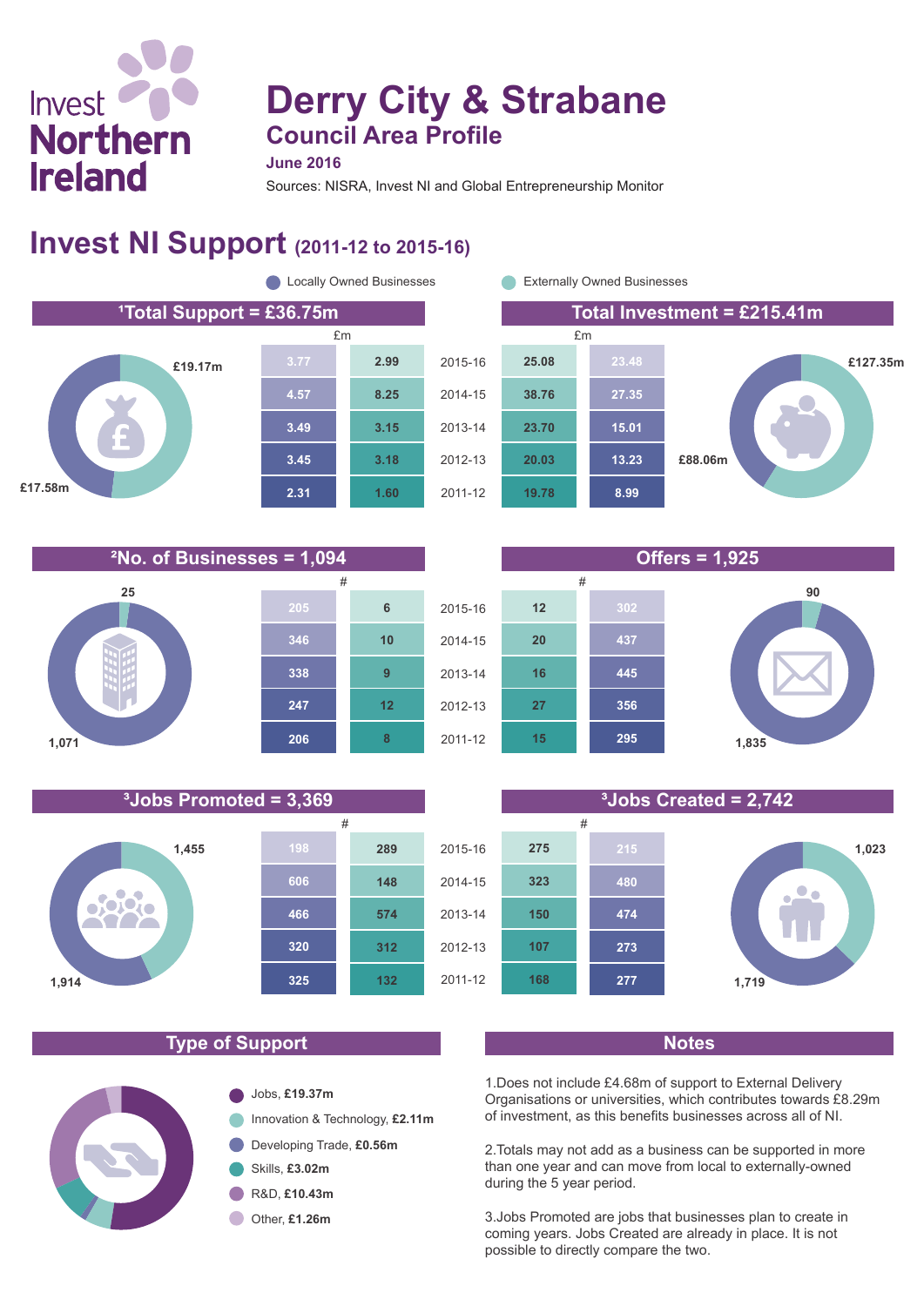Invest Northern Ireland

# Derry City & Strabane

## Council Area Profile

**June 2016**

Sources: NISRA, Invest NI and Global Entrepreneurship Monitor

## Invest NI Support (2011-12 to 2015-16)

Locally Owned Businesses | Externally Owned Businesses

### [1]Total Support = £36.75m | Total Investment = £215.41m

£19.17m
£17.58m

| Total Support: Locally Owned (£m) | Total Support: Externally Owned (£m) | Year | Total Investment: Externally Owned (£m) | Total Investment: Locally Owned (£m) |
|---|---|---|---|---|
| 3.77 | 2.99 | 2015-16 | 25.08 | 23.48 |
| 4.57 | 8.25 | 2014-15 | 38.76 | 27.35 |
| 3.49 | 3.15 | 2013-14 | 23.70 | 15.01 |
| 3.45 | 3.18 | 2012-13 | 20.03 | 13.23 |
| 2.31 | 1.60 | 2011-12 | 19.78 | 8.99 |

£127.35m
£88.06m

### [2]No. of Businesses = 1,094 | Offers = 1,925

25
1,071

| No. of Businesses: Locally Owned (#) | No. of Businesses: Externally Owned (#) | Year | Offers: Externally Owned (#) | Offers: Locally Owned (#) |
|---|---|---|---|---|
| 205 | 6 | 2015-16 | 12 | 302 |
| 346 | 10 | 2014-15 | 20 | 437 |
| 338 | 9 | 2013-14 | 16 | 445 |
| 247 | 12 | 2012-13 | 27 | 356 |
| 206 | 8 | 2011-12 | 15 | 295 |

90
1,835

### [3]Jobs Promoted = 3,369 | [3]Jobs Created = 2,742

1,455
1,914

| Jobs Promoted: Locally Owned (#) | Jobs Promoted: Externally Owned (#) | Year | Jobs Created: Externally Owned (#) | Jobs Created: Locally Owned (#) |
|---|---|---|---|---|
| 198 | 289 | 2015-16 | 275 | 215 |
| 606 | 148 | 2014-15 | 323 | 480 |
| 466 | 574 | 2013-14 | 150 | 474 |
| 320 | 312 | 2012-13 | 107 | 273 |
| 325 | 132 | 2011-12 | 168 | 277 |

1,023
1,719

### Type of Support

- Jobs, **£19.37m**
- Innovation & Technology, **£2.11m**
- Developing Trade, **£0.56m**
- Skills, **£3.02m**
- R&D, **£10.43m**
- Other, **£1.26m**

### Notes

1.Does not include £4.68m of support to External Delivery Organisations or universities, which contributes towards £8.29m of investment, as this benefits businesses across all of NI.

2.Totals may not add as a business can be supported in more than one year and can move from local to externally-owned during the 5 year period.

3.Jobs Promoted are jobs that businesses plan to create in coming years. Jobs Created are already in place. It is not possible to directly compare the two.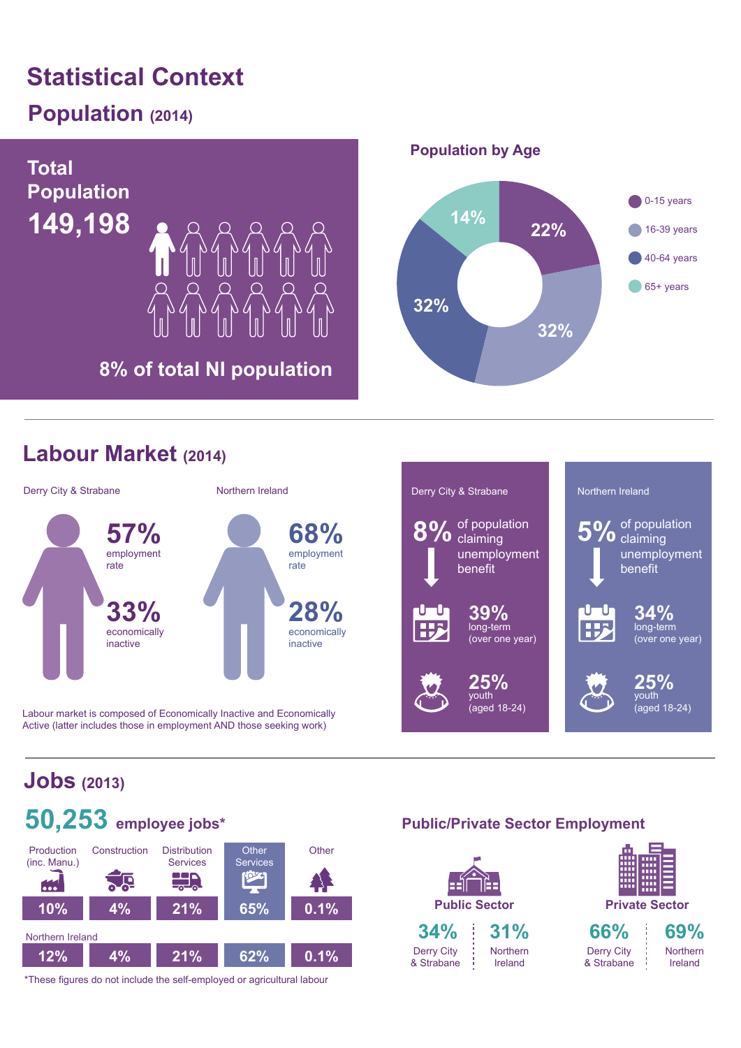# Statistical Context

## Population (2014)

**Total Population**

**149,198**

**8% of total NI population**

### Population by Age

14%
22%
32%
32%

0-15 years
16-39 years
40-64 years
65+ years

---

## Labour Market (2014)

Derry City & Strabane

**57%** employment rate

**33%** economically inactive

Northern Ireland

**68%** employment rate

**28%** economically inactive

Labour market is composed of Economically Inactive and Economically Active (latter includes those in employment AND those seeking work)

Derry City & Strabane

**8%** of population claiming unemployment benefit

**39%** long-term (over one year)

**25%** youth (aged 18-24)

Northern Ireland

**5%** of population claiming unemployment benefit

**34%** long-term (over one year)

**25%** youth (aged 18-24)

---

## Jobs (2013)

**50,253** employee jobs*

| | Production (inc. Manu.) | Construction | Distribution Services | Other Services | Other |
|---|---|---|---|---|---|
| Derry City & Strabane | 10% | 4% | 21% | 65% | 0.1% |
| Northern Ireland | 12% | 4% | 21% | 62% | 0.1% |

*These figures do not include the self-employed or agricultural labour

### Public/Private Sector Employment

**Public Sector**

34% Derry City & Strabane

31% Northern Ireland

**Private Sector**

66% Derry City & Strabane

69% Northern Ireland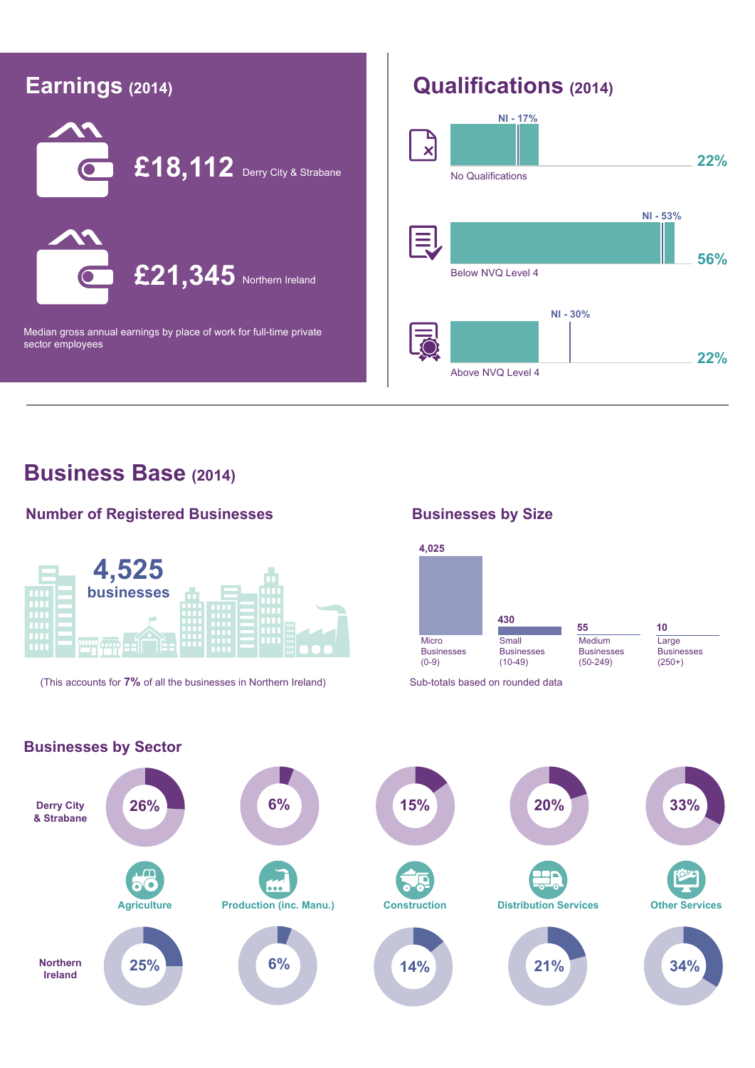## Earnings (2014)

£18,112 Derry City & Strabane

£21,345 Northern Ireland

Median gross annual earnings by place of work for full-time private sector employees

## Qualifications (2014)

NI - 17%

22%

No Qualifications

NI - 53%

56%

Below NVQ Level 4

NI - 30%

22%

Above NVQ Level 4

# Business Base (2014)

### Number of Registered Businesses

4,525 businesses

(This accounts for **7%** of all the businesses in Northern Ireland)

### Businesses by Size

4,025
Micro Businesses (0-9)

430
Small Businesses (10-49)

55
Medium Businesses (50-249)

10
Large Businesses (250+)

Sub-totals based on rounded data

### Businesses by Sector

Derry City & Strabane

26%
6%
15%
20%
33%

Agriculture
Production (inc. Manu.)
Construction
Distribution Services
Other Services

Northern Ireland

25%
6%
14%
21%
34%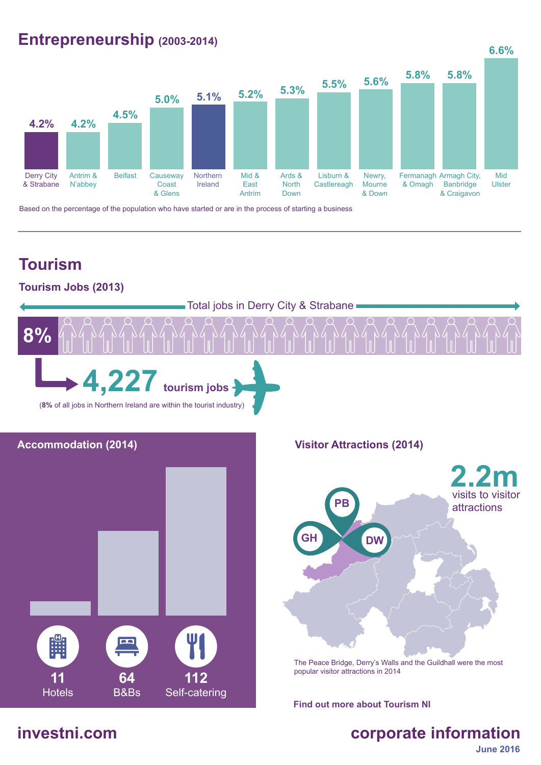## Entrepreneurship (2003-2014)

4.2% Derry City & Strabane

4.2% Antrim & N'abbey

4.5% Belfast

5.0% Causeway Coast & Glens

5.1% Northern Ireland

5.2% Mid & East Antrim

5.3% Ards & North Down

5.5% Lisburn & Castlereagh

5.6% Newry, Mourne & Down

5.8% Fermanagh & Omagh

5.8% Armagh City, Banbridge & Craigavon

6.6% Mid Ulster

Based on the percentage of the population who have started or are in the process of starting a business

---

## Tourism

### Tourism Jobs (2013)

Total jobs in Derry City & Strabane

8%

**4,227** tourism jobs

(**8%** of all jobs in Northern Ireland are within the tourist industry)

### Accommodation (2014)

**11** Hotels

**64** B&Bs

**112** Self-catering

### Visitor Attractions (2014)

PB

GH

DW

**2.2m** visits to visitor attractions

The Peace Bridge, Derry's Walls and the Guildhall were the most popular visitor attractions in 2014

**Find out more about Tourism NI**

**investni.com**

**corporate information**

**June 2016**